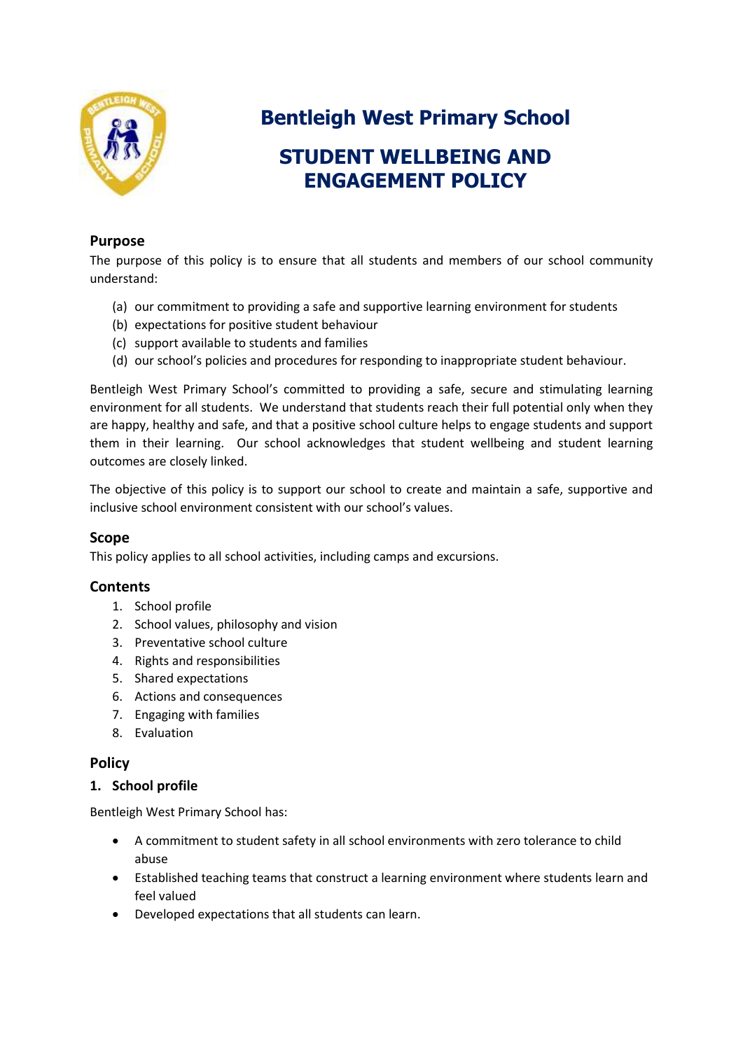# Bentleigh West Primary School

# STUDENT WELLBEING AND ENGAGEMENT POLICY

## Purpose

The purpose of this policy is to ensure that all students and members of our school community understand:

(a) our commitment to providing a safe and supportive learning environment for students
(b) expectations for positive student behaviour
(c) support available to students and families
(d) our school's policies and procedures for responding to inappropriate student behaviour.

Bentleigh West Primary School's committed to providing a safe, secure and stimulating learning environment for all students. We understand that students reach their full potential only when they are happy, healthy and safe, and that a positive school culture helps to engage students and support them in their learning. Our school acknowledges that student wellbeing and student learning outcomes are closely linked.

The objective of this policy is to support our school to create and maintain a safe, supportive and inclusive school environment consistent with our school's values.

## Scope

This policy applies to all school activities, including camps and excursions.

## Contents

1. School profile
2. School values, philosophy and vision
3. Preventative school culture
4. Rights and responsibilities
5. Shared expectations
6. Actions and consequences
7. Engaging with families
8. Evaluation

## Policy

### 1. School profile

Bentleigh West Primary School has:

- A commitment to student safety in all school environments with zero tolerance to child abuse
- Established teaching teams that construct a learning environment where students learn and feel valued
- Developed expectations that all students can learn.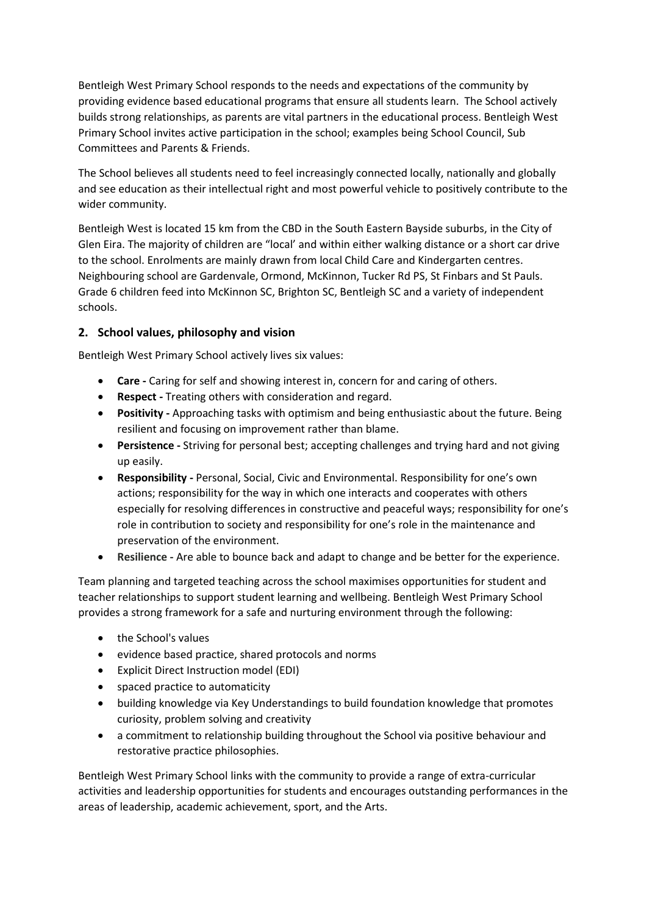Bentleigh West Primary School responds to the needs and expectations of the community by providing evidence based educational programs that ensure all students learn. The School actively builds strong relationships, as parents are vital partners in the educational process. Bentleigh West Primary School invites active participation in the school; examples being School Council, Sub Committees and Parents & Friends.

The School believes all students need to feel increasingly connected locally, nationally and globally and see education as their intellectual right and most powerful vehicle to positively contribute to the wider community.

Bentleigh West is located 15 km from the CBD in the South Eastern Bayside suburbs, in the City of Glen Eira. The majority of children are "local' and within either walking distance or a short car drive to the school. Enrolments are mainly drawn from local Child Care and Kindergarten centres. Neighbouring school are Gardenvale, Ormond, McKinnon, Tucker Rd PS, St Finbars and St Pauls. Grade 6 children feed into McKinnon SC, Brighton SC, Bentleigh SC and a variety of independent schools.

## 2. School values, philosophy and vision

Bentleigh West Primary School actively lives six values:

- **Care -** Caring for self and showing interest in, concern for and caring of others.
- **Respect -** Treating others with consideration and regard.
- **Positivity -** Approaching tasks with optimism and being enthusiastic about the future. Being resilient and focusing on improvement rather than blame.
- **Persistence -** Striving for personal best; accepting challenges and trying hard and not giving up easily.
- **Responsibility -** Personal, Social, Civic and Environmental. Responsibility for one's own actions; responsibility for the way in which one interacts and cooperates with others especially for resolving differences in constructive and peaceful ways; responsibility for one's role in contribution to society and responsibility for one's role in the maintenance and preservation of the environment.
- **Resilience -** Are able to bounce back and adapt to change and be better for the experience.

Team planning and targeted teaching across the school maximises opportunities for student and teacher relationships to support student learning and wellbeing. Bentleigh West Primary School provides a strong framework for a safe and nurturing environment through the following:

- the School's values
- evidence based practice, shared protocols and norms
- Explicit Direct Instruction model (EDI)
- spaced practice to automaticity
- building knowledge via Key Understandings to build foundation knowledge that promotes curiosity, problem solving and creativity
- a commitment to relationship building throughout the School via positive behaviour and restorative practice philosophies.

Bentleigh West Primary School links with the community to provide a range of extra-curricular activities and leadership opportunities for students and encourages outstanding performances in the areas of leadership, academic achievement, sport, and the Arts.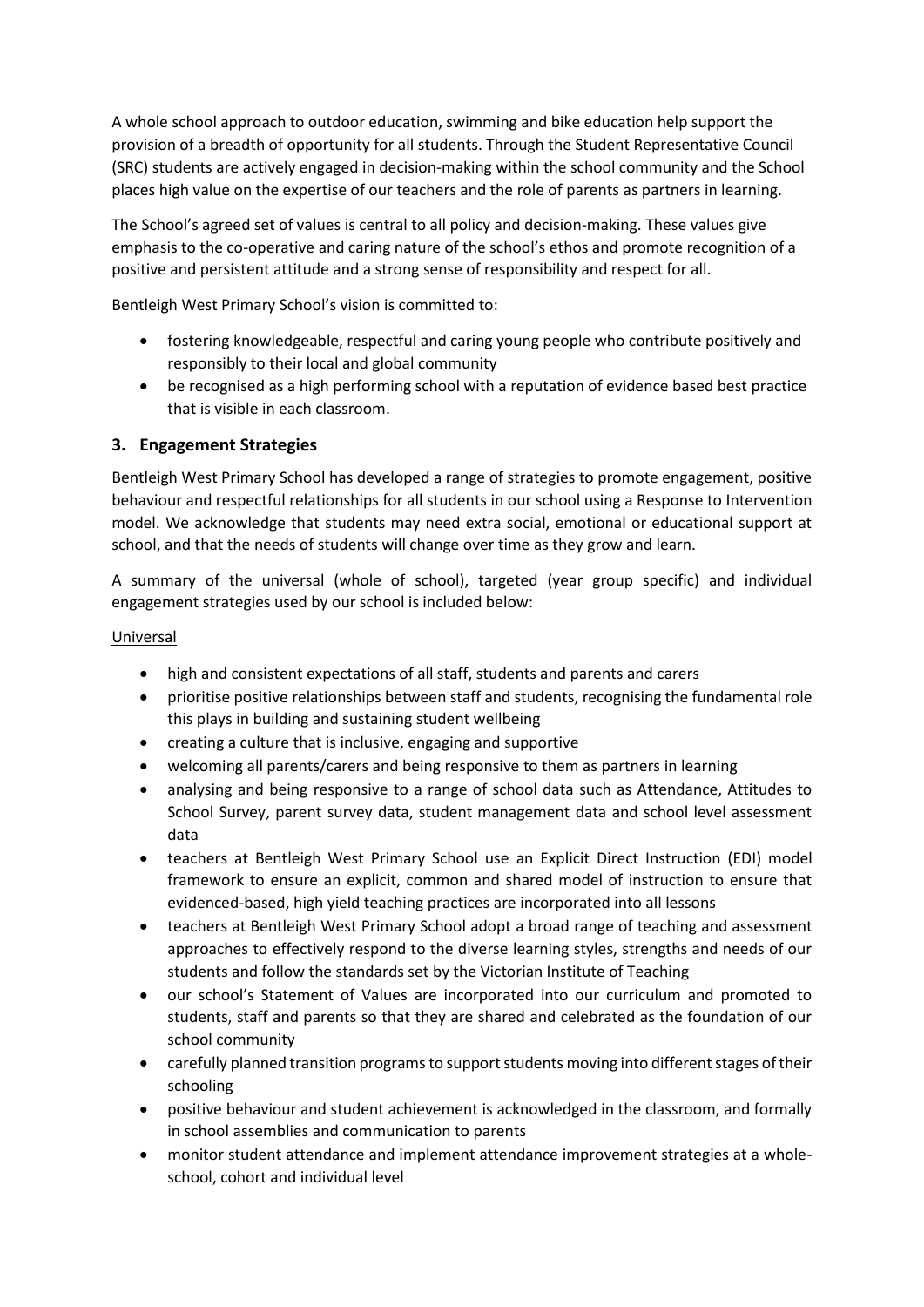A whole school approach to outdoor education, swimming and bike education help support the provision of a breadth of opportunity for all students. Through the Student Representative Council (SRC) students are actively engaged in decision-making within the school community and the School places high value on the expertise of our teachers and the role of parents as partners in learning.

The School's agreed set of values is central to all policy and decision-making. These values give emphasis to the co-operative and caring nature of the school's ethos and promote recognition of a positive and persistent attitude and a strong sense of responsibility and respect for all.

Bentleigh West Primary School's vision is committed to:

- fostering knowledgeable, respectful and caring young people who contribute positively and responsibly to their local and global community
- be recognised as a high performing school with a reputation of evidence based best practice that is visible in each classroom.

## 3. Engagement Strategies

Bentleigh West Primary School has developed a range of strategies to promote engagement, positive behaviour and respectful relationships for all students in our school using a Response to Intervention model. We acknowledge that students may need extra social, emotional or educational support at school, and that the needs of students will change over time as they grow and learn.

A summary of the universal (whole of school), targeted (year group specific) and individual engagement strategies used by our school is included below:

Universal

- high and consistent expectations of all staff, students and parents and carers
- prioritise positive relationships between staff and students, recognising the fundamental role this plays in building and sustaining student wellbeing
- creating a culture that is inclusive, engaging and supportive
- welcoming all parents/carers and being responsive to them as partners in learning
- analysing and being responsive to a range of school data such as Attendance, Attitudes to School Survey, parent survey data, student management data and school level assessment data
- teachers at Bentleigh West Primary School use an Explicit Direct Instruction (EDI) model framework to ensure an explicit, common and shared model of instruction to ensure that evidenced-based, high yield teaching practices are incorporated into all lessons
- teachers at Bentleigh West Primary School adopt a broad range of teaching and assessment approaches to effectively respond to the diverse learning styles, strengths and needs of our students and follow the standards set by the Victorian Institute of Teaching
- our school's Statement of Values are incorporated into our curriculum and promoted to students, staff and parents so that they are shared and celebrated as the foundation of our school community
- carefully planned transition programs to support students moving into different stages of their schooling
- positive behaviour and student achievement is acknowledged in the classroom, and formally in school assemblies and communication to parents
- monitor student attendance and implement attendance improvement strategies at a whole-school, cohort and individual level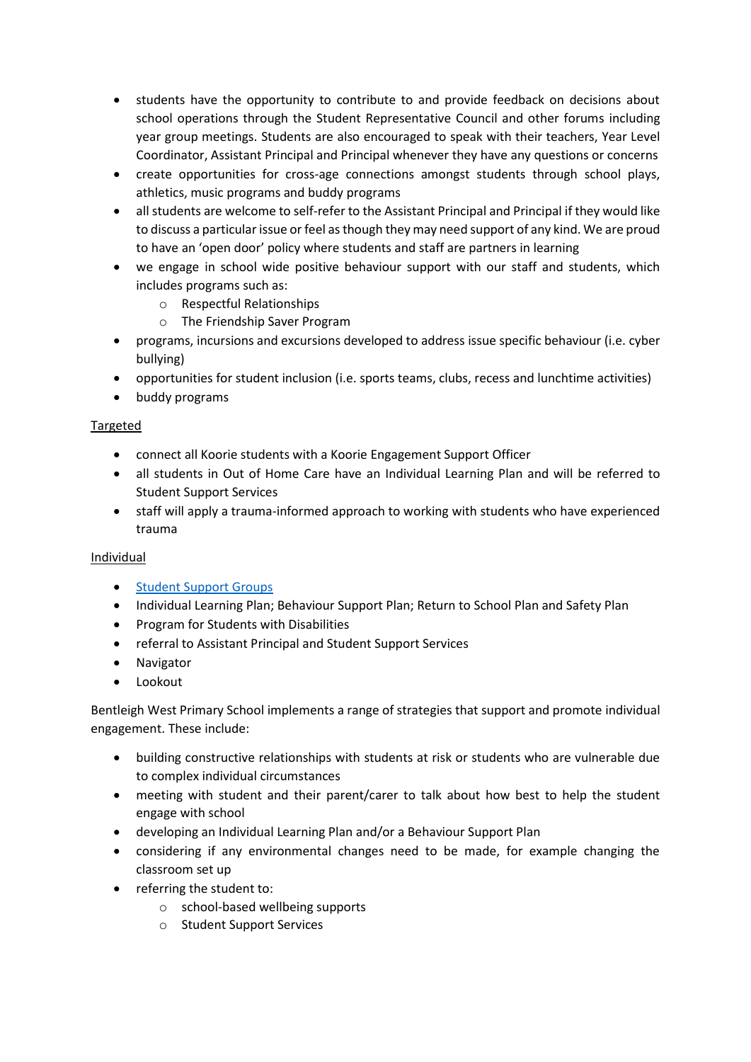- students have the opportunity to contribute to and provide feedback on decisions about school operations through the Student Representative Council and other forums including year group meetings. Students are also encouraged to speak with their teachers, Year Level Coordinator, Assistant Principal and Principal whenever they have any questions or concerns
- create opportunities for cross-age connections amongst students through school plays, athletics, music programs and buddy programs
- all students are welcome to self-refer to the Assistant Principal and Principal if they would like to discuss a particular issue or feel as though they may need support of any kind. We are proud to have an 'open door' policy where students and staff are partners in learning
- we engage in school wide positive behaviour support with our staff and students, which includes programs such as:
    - Respectful Relationships
    - The Friendship Saver Program
- programs, incursions and excursions developed to address issue specific behaviour (i.e. cyber bullying)
- opportunities for student inclusion (i.e. sports teams, clubs, recess and lunchtime activities)
- buddy programs

<u>Targeted</u>

- connect all Koorie students with a Koorie Engagement Support Officer
- all students in Out of Home Care have an Individual Learning Plan and will be referred to Student Support Services
- staff will apply a trauma-informed approach to working with students who have experienced trauma

<u>Individual</u>

- Student Support Groups
- Individual Learning Plan; Behaviour Support Plan; Return to School Plan and Safety Plan
- Program for Students with Disabilities
- referral to Assistant Principal and Student Support Services
- Navigator
- Lookout

Bentleigh West Primary School implements a range of strategies that support and promote individual engagement. These include:

- building constructive relationships with students at risk or students who are vulnerable due to complex individual circumstances
- meeting with student and their parent/carer to talk about how best to help the student engage with school
- developing an Individual Learning Plan and/or a Behaviour Support Plan
- considering if any environmental changes need to be made, for example changing the classroom set up
- referring the student to:
    - school-based wellbeing supports
    - Student Support Services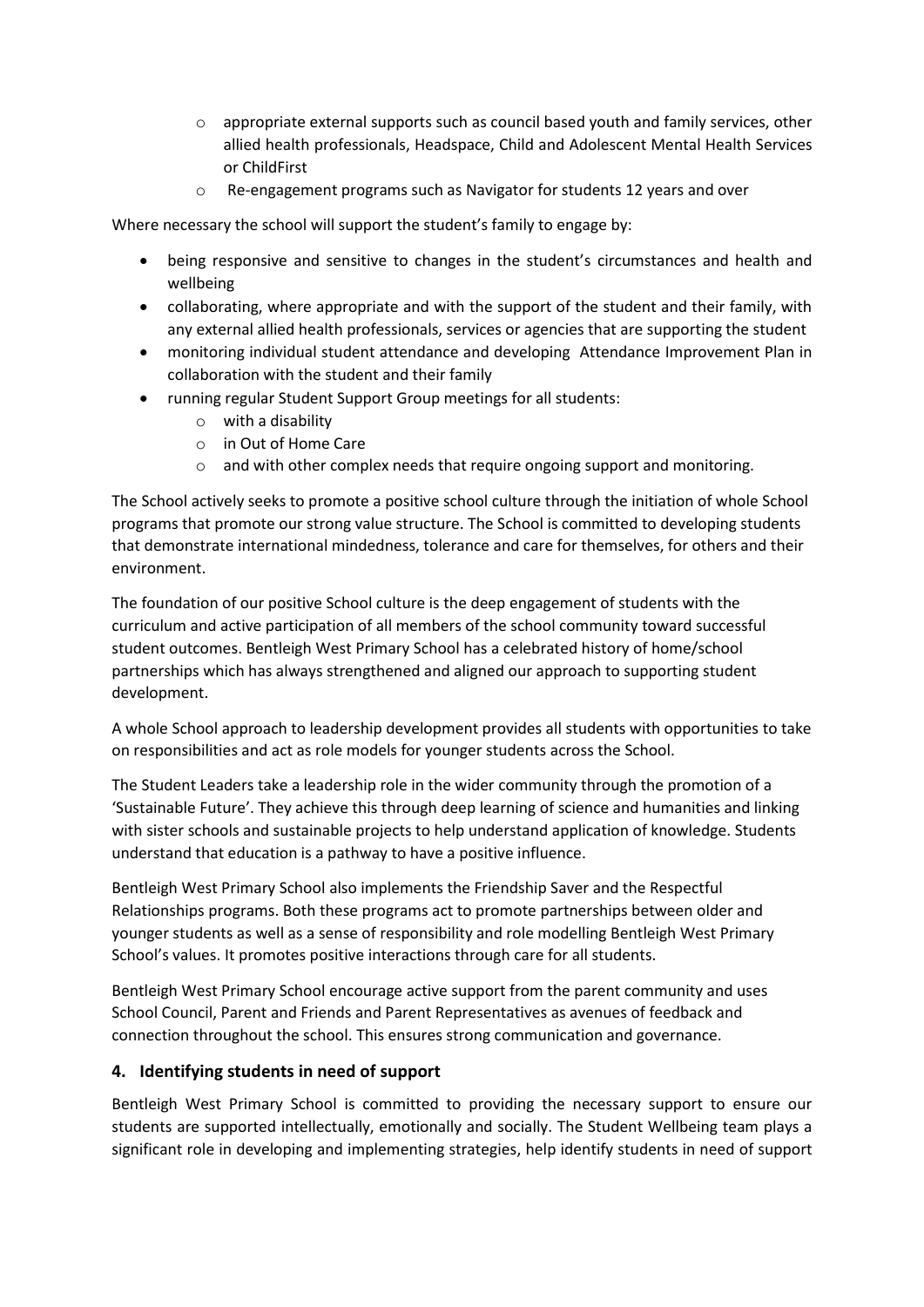- appropriate external supports such as council based youth and family services, other allied health professionals, Headspace, Child and Adolescent Mental Health Services or ChildFirst
    - Re-engagement programs such as Navigator for students 12 years and over

Where necessary the school will support the student's family to engage by:

- being responsive and sensitive to changes in the student's circumstances and health and wellbeing
- collaborating, where appropriate and with the support of the student and their family, with any external allied health professionals, services or agencies that are supporting the student
- monitoring individual student attendance and developing Attendance Improvement Plan in collaboration with the student and their family
- running regular Student Support Group meetings for all students:
    - with a disability
    - in Out of Home Care
    - and with other complex needs that require ongoing support and monitoring.

The School actively seeks to promote a positive school culture through the initiation of whole School programs that promote our strong value structure. The School is committed to developing students that demonstrate international mindedness, tolerance and care for themselves, for others and their environment.

The foundation of our positive School culture is the deep engagement of students with the curriculum and active participation of all members of the school community toward successful student outcomes. Bentleigh West Primary School has a celebrated history of home/school partnerships which has always strengthened and aligned our approach to supporting student development.

A whole School approach to leadership development provides all students with opportunities to take on responsibilities and act as role models for younger students across the School.

The Student Leaders take a leadership role in the wider community through the promotion of a 'Sustainable Future'. They achieve this through deep learning of science and humanities and linking with sister schools and sustainable projects to help understand application of knowledge. Students understand that education is a pathway to have a positive influence.

Bentleigh West Primary School also implements the Friendship Saver and the Respectful Relationships programs. Both these programs act to promote partnerships between older and younger students as well as a sense of responsibility and role modelling Bentleigh West Primary School's values. It promotes positive interactions through care for all students.

Bentleigh West Primary School encourage active support from the parent community and uses School Council, Parent and Friends and Parent Representatives as avenues of feedback and connection throughout the school. This ensures strong communication and governance.

## 4. Identifying students in need of support

Bentleigh West Primary School is committed to providing the necessary support to ensure our students are supported intellectually, emotionally and socially. The Student Wellbeing team plays a significant role in developing and implementing strategies, help identify students in need of support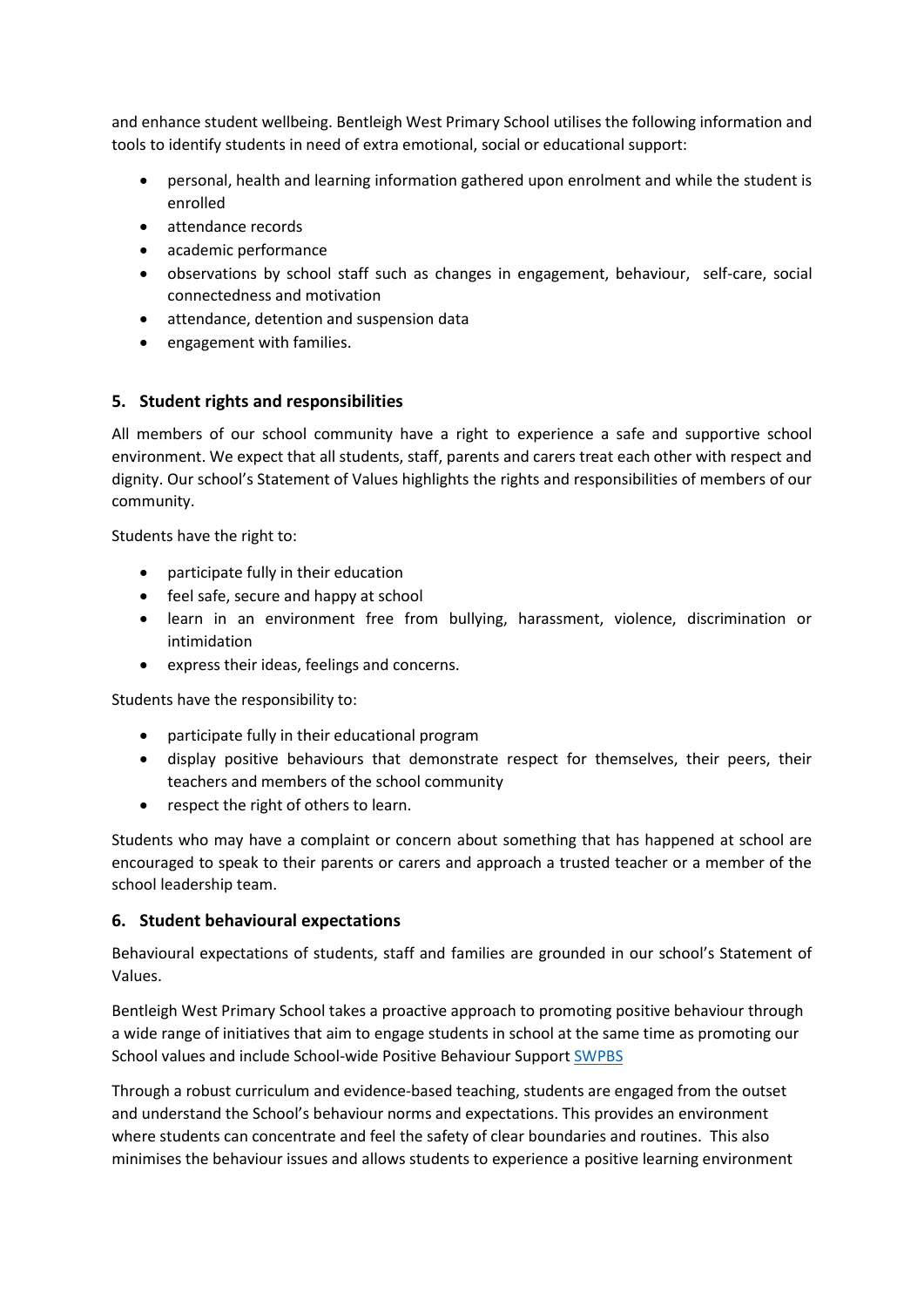and enhance student wellbeing. Bentleigh West Primary School utilises the following information and tools to identify students in need of extra emotional, social or educational support:

- personal, health and learning information gathered upon enrolment and while the student is enrolled
- attendance records
- academic performance
- observations by school staff such as changes in engagement, behaviour, self-care, social connectedness and motivation
- attendance, detention and suspension data
- engagement with families.

## 5. Student rights and responsibilities

All members of our school community have a right to experience a safe and supportive school environment. We expect that all students, staff, parents and carers treat each other with respect and dignity. Our school's Statement of Values highlights the rights and responsibilities of members of our community.

Students have the right to:

- participate fully in their education
- feel safe, secure and happy at school
- learn in an environment free from bullying, harassment, violence, discrimination or intimidation
- express their ideas, feelings and concerns.

Students have the responsibility to:

- participate fully in their educational program
- display positive behaviours that demonstrate respect for themselves, their peers, their teachers and members of the school community
- respect the right of others to learn.

Students who may have a complaint or concern about something that has happened at school are encouraged to speak to their parents or carers and approach a trusted teacher or a member of the school leadership team.

## 6. Student behavioural expectations

Behavioural expectations of students, staff and families are grounded in our school's Statement of Values.

Bentleigh West Primary School takes a proactive approach to promoting positive behaviour through a wide range of initiatives that aim to engage students in school at the same time as promoting our School values and include School-wide Positive Behaviour Support SWPBS

Through a robust curriculum and evidence-based teaching, students are engaged from the outset and understand the School's behaviour norms and expectations. This provides an environment where students can concentrate and feel the safety of clear boundaries and routines. This also minimises the behaviour issues and allows students to experience a positive learning environment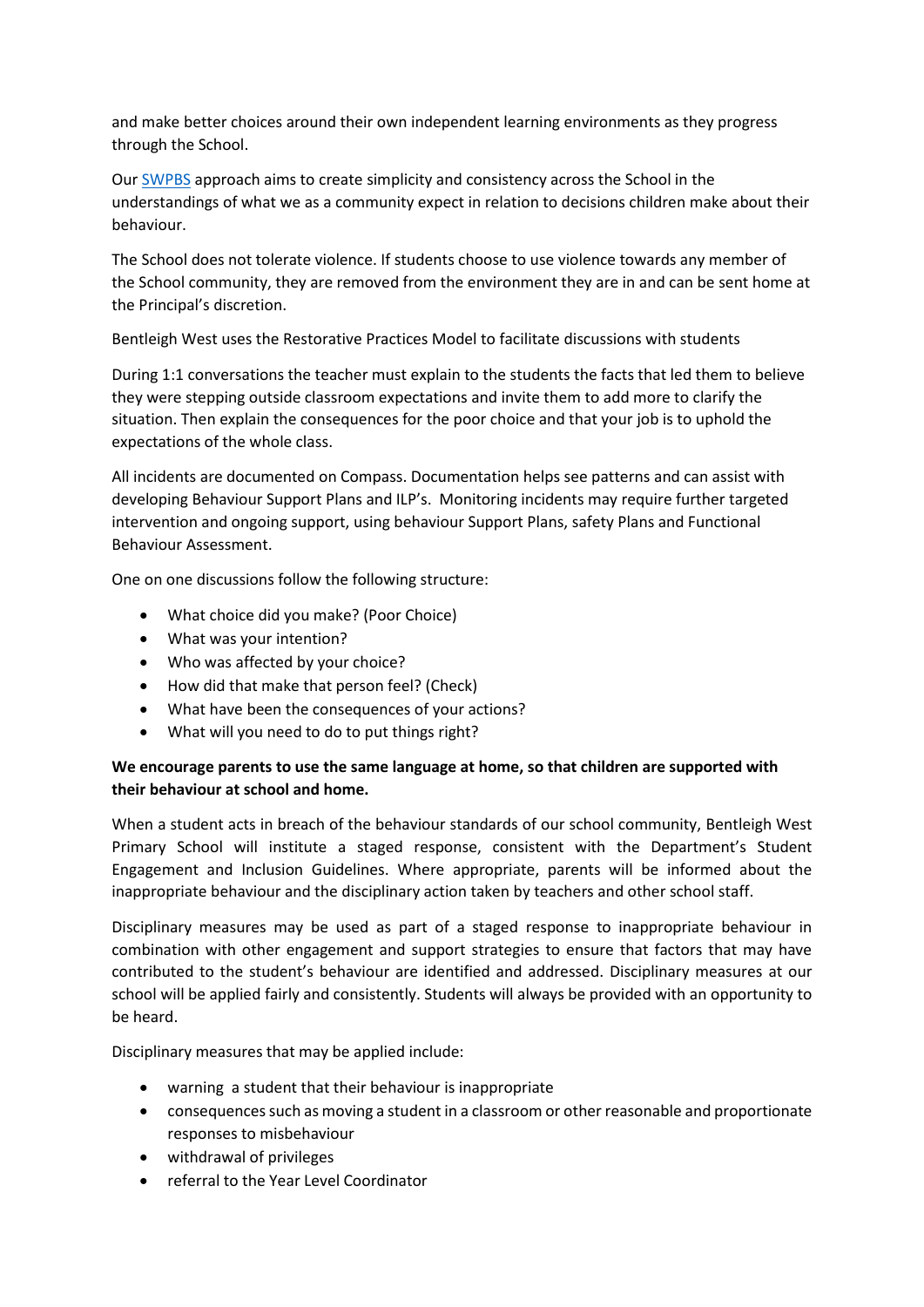and make better choices around their own independent learning environments as they progress through the School.

Our SWPBS approach aims to create simplicity and consistency across the School in the understandings of what we as a community expect in relation to decisions children make about their behaviour.

The School does not tolerate violence. If students choose to use violence towards any member of the School community, they are removed from the environment they are in and can be sent home at the Principal's discretion.

Bentleigh West uses the Restorative Practices Model to facilitate discussions with students

During 1:1 conversations the teacher must explain to the students the facts that led them to believe they were stepping outside classroom expectations and invite them to add more to clarify the situation. Then explain the consequences for the poor choice and that your job is to uphold the expectations of the whole class.

All incidents are documented on Compass. Documentation helps see patterns and can assist with developing Behaviour Support Plans and ILP's. Monitoring incidents may require further targeted intervention and ongoing support, using behaviour Support Plans, safety Plans and Functional Behaviour Assessment.

One on one discussions follow the following structure:

- What choice did you make? (Poor Choice)
- What was your intention?
- Who was affected by your choice?
- How did that make that person feel? (Check)
- What have been the consequences of your actions?
- What will you need to do to put things right?

**We encourage parents to use the same language at home, so that children are supported with their behaviour at school and home.**

When a student acts in breach of the behaviour standards of our school community, Bentleigh West Primary School will institute a staged response, consistent with the Department's Student Engagement and Inclusion Guidelines. Where appropriate, parents will be informed about the inappropriate behaviour and the disciplinary action taken by teachers and other school staff.

Disciplinary measures may be used as part of a staged response to inappropriate behaviour in combination with other engagement and support strategies to ensure that factors that may have contributed to the student's behaviour are identified and addressed. Disciplinary measures at our school will be applied fairly and consistently. Students will always be provided with an opportunity to be heard.

Disciplinary measures that may be applied include:

- warning a student that their behaviour is inappropriate
- consequences such as moving a student in a classroom or other reasonable and proportionate responses to misbehaviour
- withdrawal of privileges
- referral to the Year Level Coordinator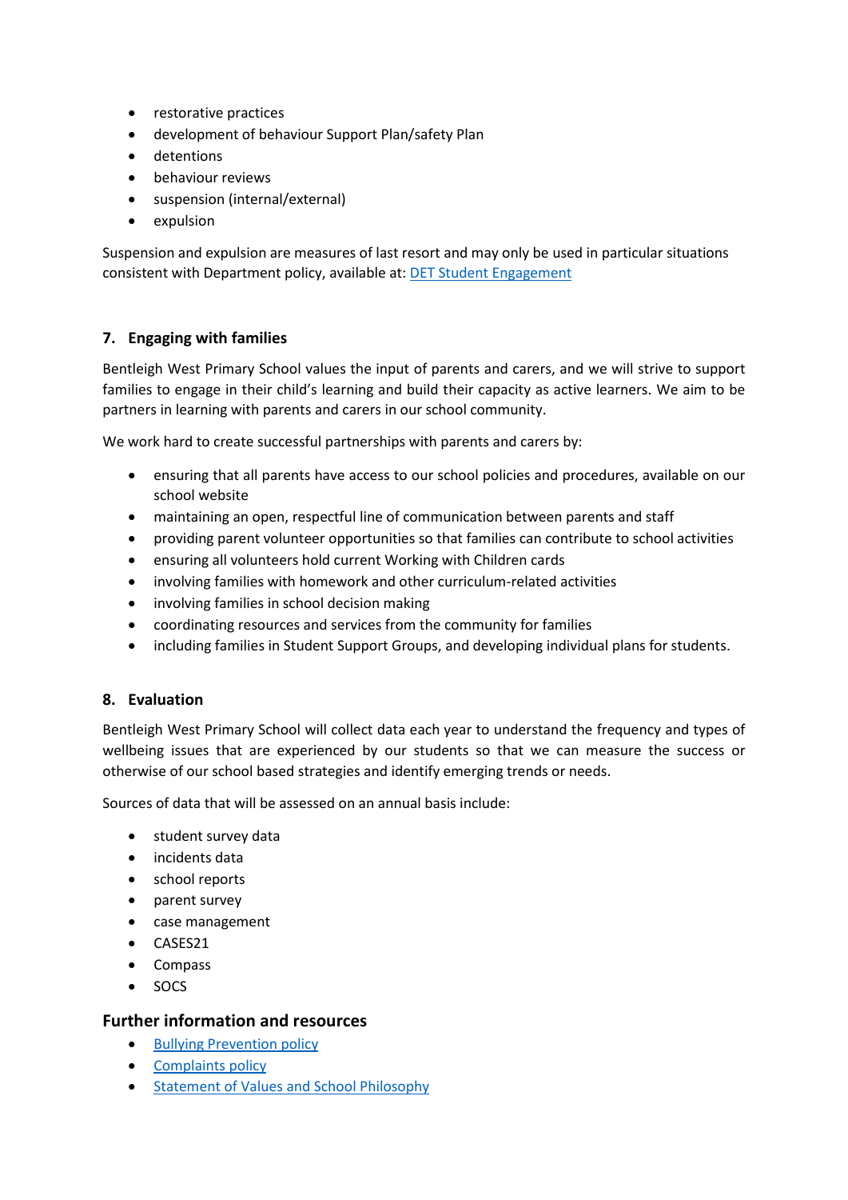- restorative practices
- development of behaviour Support Plan/safety Plan
- detentions
- behaviour reviews
- suspension (internal/external)
- expulsion

Suspension and expulsion are measures of last resort and may only be used in particular situations consistent with Department policy, available at: [DET Student Engagement]

## 7. Engaging with families

Bentleigh West Primary School values the input of parents and carers, and we will strive to support families to engage in their child's learning and build their capacity as active learners. We aim to be partners in learning with parents and carers in our school community.

We work hard to create successful partnerships with parents and carers by:

- ensuring that all parents have access to our school policies and procedures, available on our school website
- maintaining an open, respectful line of communication between parents and staff
- providing parent volunteer opportunities so that families can contribute to school activities
- ensuring all volunteers hold current Working with Children cards
- involving families with homework and other curriculum-related activities
- involving families in school decision making
- coordinating resources and services from the community for families
- including families in Student Support Groups, and developing individual plans for students.

## 8. Evaluation

Bentleigh West Primary School will collect data each year to understand the frequency and types of wellbeing issues that are experienced by our students so that we can measure the success or otherwise of our school based strategies and identify emerging trends or needs.

Sources of data that will be assessed on an annual basis include:

- student survey data
- incidents data
- school reports
- parent survey
- case management
- CASES21
- Compass
- SOCS

## Further information and resources

- [Bullying Prevention policy]
- [Complaints policy]
- [Statement of Values and School Philosophy]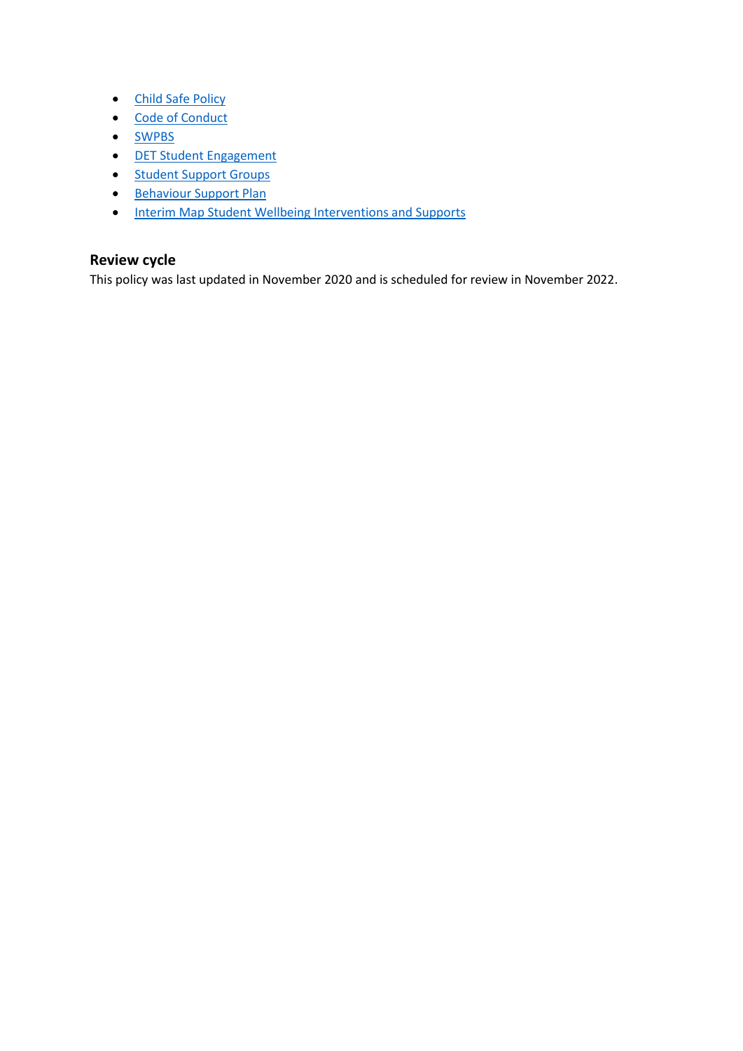- Child Safe Policy
- Code of Conduct
- SWPBS
- DET Student Engagement
- Student Support Groups
- Behaviour Support Plan
- Interim Map Student Wellbeing Interventions and Supports

## Review cycle

This policy was last updated in November 2020 and is scheduled for review in November 2022.